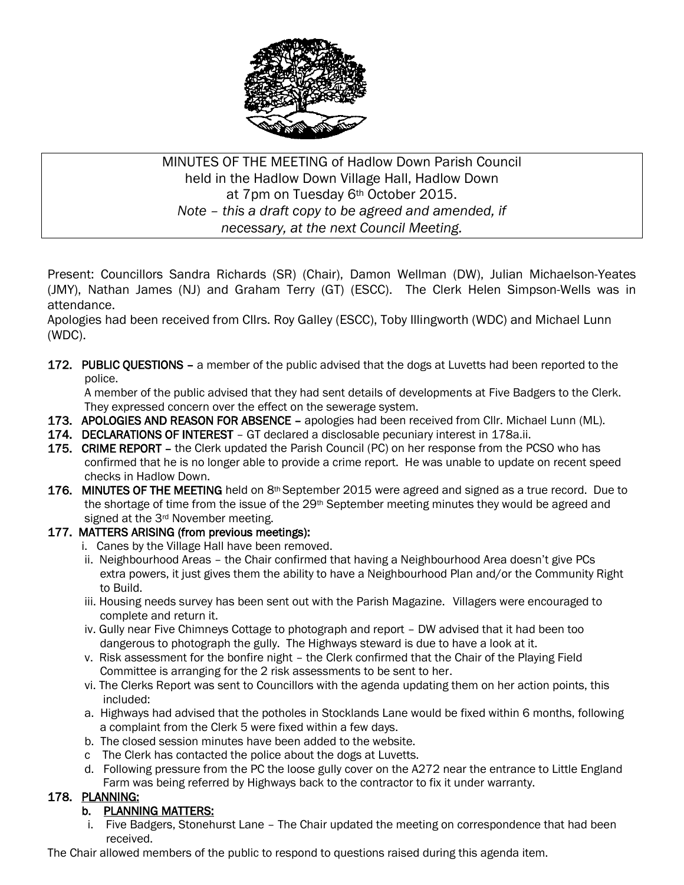MINUTES OF THE MEETING of Hadlow Down Parish Council
held in the Hadlow Down Village Hall, Hadlow Down
at 7pm on Tuesday 6th October 2015.
*Note – this a draft copy to be agreed and amended, if necessary, at the next Council Meeting.*

Present: Councillors Sandra Richards (SR) (Chair), Damon Wellman (DW), Julian Michaelson-Yeates (JMY), Nathan James (NJ) and Graham Terry (GT) (ESCC). The Clerk Helen Simpson-Wells was in attendance.
Apologies had been received from Cllrs. Roy Galley (ESCC), Toby Illingworth (WDC) and Michael Lunn (WDC).

**172. PUBLIC QUESTIONS** – a member of the public advised that the dogs at Luvetts had been reported to the police.
A member of the public advised that they had sent details of developments at Five Badgers to the Clerk. They expressed concern over the effect on the sewerage system.

**173. APOLOGIES AND REASON FOR ABSENCE** – apologies had been received from Cllr. Michael Lunn (ML).

**174. DECLARATIONS OF INTEREST** – GT declared a disclosable pecuniary interest in 178a.ii.

**175. CRIME REPORT** – the Clerk updated the Parish Council (PC) on her response from the PCSO who has confirmed that he is no longer able to provide a crime report. He was unable to update on recent speed checks in Hadlow Down.

**176. MINUTES OF THE MEETING** held on 8th September 2015 were agreed and signed as a true record. Due to the shortage of time from the issue of the 29th September meeting minutes they would be agreed and signed at the 3rd November meeting.

**177. MATTERS ARISING (from previous meetings):**

i. Canes by the Village Hall have been removed.
ii. Neighbourhood Areas – the Chair confirmed that having a Neighbourhood Area doesn't give PCs extra powers, it just gives them the ability to have a Neighbourhood Plan and/or the Community Right to Build.
iii. Housing needs survey has been sent out with the Parish Magazine. Villagers were encouraged to complete and return it.
iv. Gully near Five Chimneys Cottage to photograph and report – DW advised that it had been too dangerous to photograph the gully. The Highways steward is due to have a look at it.
v. Risk assessment for the bonfire night – the Clerk confirmed that the Chair of the Playing Field Committee is arranging for the 2 risk assessments to be sent to her.
vi. The Clerks Report was sent to Councillors with the agenda updating them on her action points, this included:

a. Highways had advised that the potholes in Stocklands Lane would be fixed within 6 months, following a complaint from the Clerk 5 were fixed within a few days.
b. The closed session minutes have been added to the website.
c The Clerk has contacted the police about the dogs at Luvetts.
d. Following pressure from the PC the loose gully cover on the A272 near the entrance to Little England Farm was being referred by Highways back to the contractor to fix it under warranty.

**178. PLANNING:**

**b. PLANNING MATTERS:**

i. Five Badgers, Stonehurst Lane – The Chair updated the meeting on correspondence that had been received.

The Chair allowed members of the public to respond to questions raised during this agenda item.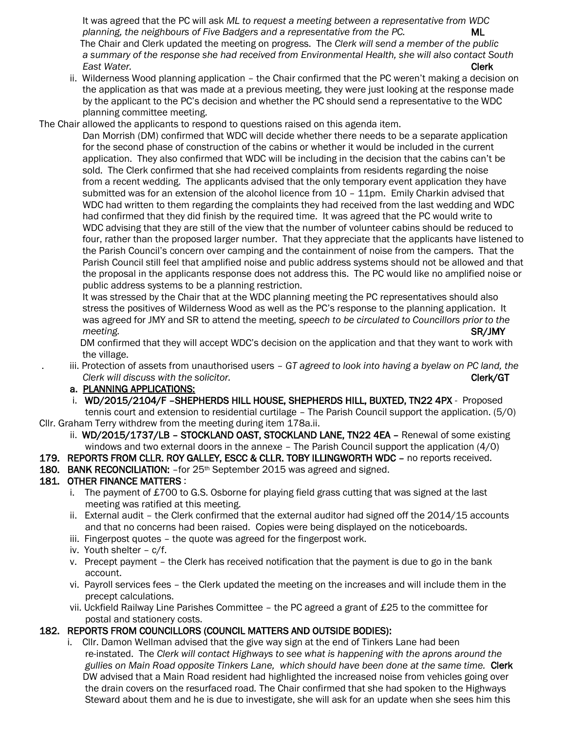It was agreed that the PC will ask *ML to request a meeting between a representative from WDC planning, the neighbours of Five Badgers and a representative from the PC.* **ML**

The Chair and Clerk updated the meeting on progress. The *Clerk will send a member of the public a summary of the response she had received from Environmental Health, she will also contact South East Water.* **Clerk**

ii. Wilderness Wood planning application – the Chair confirmed that the PC weren't making a decision on the application as that was made at a previous meeting, they were just looking at the response made by the applicant to the PC's decision and whether the PC should send a representative to the WDC planning committee meeting.

The Chair allowed the applicants to respond to questions raised on this agenda item.

Dan Morrish (DM) confirmed that WDC will decide whether there needs to be a separate application for the second phase of construction of the cabins or whether it would be included in the current application. They also confirmed that WDC will be including in the decision that the cabins can't be sold. The Clerk confirmed that she had received complaints from residents regarding the noise from a recent wedding. The applicants advised that the only temporary event application they have submitted was for an extension of the alcohol licence from 10 – 11pm. Emily Charkin advised that WDC had written to them regarding the complaints they had received from the last wedding and WDC had confirmed that they did finish by the required time. It was agreed that the PC would write to WDC advising that they are still of the view that the number of volunteer cabins should be reduced to four, rather than the proposed larger number. That they appreciate that the applicants have listened to the Parish Council's concern over camping and the containment of noise from the campers. That the Parish Council still feel that amplified noise and public address systems should not be allowed and that the proposal in the applicants response does not address this. The PC would like no amplified noise or public address systems to be a planning restriction.

It was stressed by the Chair that at the WDC planning meeting the PC representatives should also stress the positives of Wilderness Wood as well as the PC's response to the planning application. It was agreed for JMY and SR to attend the meeting, *speech to be circulated to Councillors prior to the meeting.* **SR/JMY**

DM confirmed that they will accept WDC's decision on the application and that they want to work with the village.

iii. Protection of assets from unauthorised users – *GT agreed to look into having a byelaw on PC land, the Clerk will discuss with the solicitor.* **Clerk/GT**

a. **PLANNING APPLICATIONS:**

i. **WD/2015/2104/F –SHEPHERDS HILL HOUSE, SHEPHERDS HILL, BUXTED, TN22 4PX** - Proposed tennis court and extension to residential curtilage – The Parish Council support the application. (5/0)

Cllr. Graham Terry withdrew from the meeting during item 178a.ii.

ii. **WD/2015/1737/LB – STOCKLAND OAST, STOCKLAND LANE, TN22 4EA –** Renewal of some existing windows and two external doors in the annexe – The Parish Council support the application (4/0)

**179. REPORTS FROM CLLR. ROY GALLEY, ESCC & CLLR. TOBY ILLINGWORTH WDC** – no reports received.

**180. BANK RECONCILIATION:** –for 25th September 2015 was agreed and signed.

**181. OTHER FINANCE MATTERS** :

i. The payment of £700 to G.S. Osborne for playing field grass cutting that was signed at the last meeting was ratified at this meeting.
ii. External audit – the Clerk confirmed that the external auditor had signed off the 2014/15 accounts and that no concerns had been raised. Copies were being displayed on the noticeboards.
iii. Fingerpost quotes – the quote was agreed for the fingerpost work.
iv. Youth shelter – c/f.
v. Precept payment – the Clerk has received notification that the payment is due to go in the bank account.
vi. Payroll services fees – the Clerk updated the meeting on the increases and will include them in the precept calculations.
vii. Uckfield Railway Line Parishes Committee – the PC agreed a grant of £25 to the committee for postal and stationery costs.

**182. REPORTS FROM COUNCILLORS (COUNCIL MATTERS AND OUTSIDE BODIES):**

i. Cllr. Damon Wellman advised that the give way sign at the end of Tinkers Lane had been re-instated. The *Clerk will contact Highways to see what is happening with the aprons around the gullies on Main Road opposite Tinkers Lane, which should have been done at the same time.* **Clerk**

DW advised that a Main Road resident had highlighted the increased noise from vehicles going over the drain covers on the resurfaced road. The Chair confirmed that she had spoken to the Highways Steward about them and he is due to investigate, she will ask for an update when she sees him this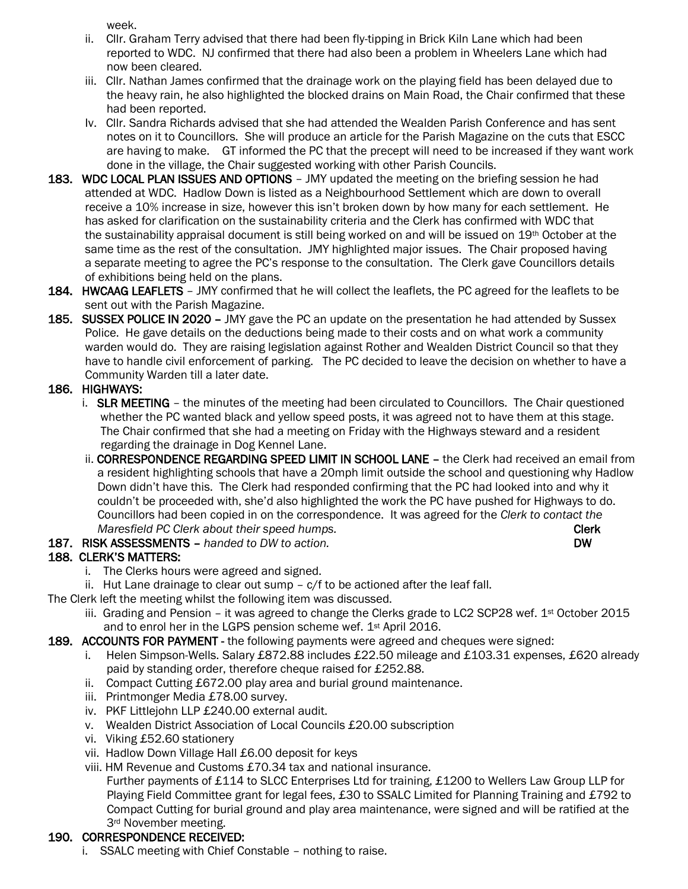week.

ii. Cllr. Graham Terry advised that there had been fly-tipping in Brick Kiln Lane which had been reported to WDC. NJ confirmed that there had also been a problem in Wheelers Lane which had now been cleared.

iii. Cllr. Nathan James confirmed that the drainage work on the playing field has been delayed due to the heavy rain, he also highlighted the blocked drains on Main Road, the Chair confirmed that these had been reported.

Iv. Cllr. Sandra Richards advised that she had attended the Wealden Parish Conference and has sent notes on it to Councillors. She will produce an article for the Parish Magazine on the cuts that ESCC are having to make. GT informed the PC that the precept will need to be increased if they want work done in the village, the Chair suggested working with other Parish Councils.

**183. WDC LOCAL PLAN ISSUES AND OPTIONS** – JMY updated the meeting on the briefing session he had attended at WDC. Hadlow Down is listed as a Neighbourhood Settlement which are down to overall receive a 10% increase in size, however this isn't broken down by how many for each settlement. He has asked for clarification on the sustainability criteria and the Clerk has confirmed with WDC that the sustainability appraisal document is still being worked on and will be issued on 19th October at the same time as the rest of the consultation. JMY highlighted major issues. The Chair proposed having a separate meeting to agree the PC's response to the consultation. The Clerk gave Councillors details of exhibitions being held on the plans.

**184. HWCAAG LEAFLETS** – JMY confirmed that he will collect the leaflets, the PC agreed for the leaflets to be sent out with the Parish Magazine.

**185. SUSSEX POLICE IN 2020** – JMY gave the PC an update on the presentation he had attended by Sussex Police. He gave details on the deductions being made to their costs and on what work a community warden would do. They are raising legislation against Rother and Wealden District Council so that they have to handle civil enforcement of parking. The PC decided to leave the decision on whether to have a Community Warden till a later date.

**186. HIGHWAYS:**

i. **SLR MEETING** – the minutes of the meeting had been circulated to Councillors. The Chair questioned whether the PC wanted black and yellow speed posts, it was agreed not to have them at this stage. The Chair confirmed that she had a meeting on Friday with the Highways steward and a resident regarding the drainage in Dog Kennel Lane.

ii. **CORRESPONDENCE REGARDING SPEED LIMIT IN SCHOOL LANE** – the Clerk had received an email from a resident highlighting schools that have a 20mph limit outside the school and questioning why Hadlow Down didn't have this. The Clerk had responded confirming that the PC had looked into and why it couldn't be proceeded with, she'd also highlighted the work the PC have pushed for Highways to do. Councillors had been copied in on the correspondence. It was agreed for the *Clerk to contact the Maresfield PC Clerk about their speed humps.* **Clerk**

**187. RISK ASSESSMENTS** – *handed to DW to action.* **DW**

**188. CLERK'S MATTERS:**

i. The Clerks hours were agreed and signed.

ii. Hut Lane drainage to clear out sump – c/f to be actioned after the leaf fall.

The Clerk left the meeting whilst the following item was discussed.

iii. Grading and Pension – it was agreed to change the Clerks grade to LC2 SCP28 wef. 1st October 2015 and to enrol her in the LGPS pension scheme wef. 1st April 2016.

**189. ACCOUNTS FOR PAYMENT** - the following payments were agreed and cheques were signed:

i. Helen Simpson-Wells. Salary £872.88 includes £22.50 mileage and £103.31 expenses, £620 already paid by standing order, therefore cheque raised for £252.88.

ii. Compact Cutting £672.00 play area and burial ground maintenance.

iii. Printmonger Media £78.00 survey.

iv. PKF Littlejohn LLP £240.00 external audit.

v. Wealden District Association of Local Councils £20.00 subscription

vi. Viking £52.60 stationery

vii. Hadlow Down Village Hall £6.00 deposit for keys

viii. HM Revenue and Customs £70.34 tax and national insurance.

Further payments of £114 to SLCC Enterprises Ltd for training, £1200 to Wellers Law Group LLP for Playing Field Committee grant for legal fees, £30 to SSALC Limited for Planning Training and £792 to Compact Cutting for burial ground and play area maintenance, were signed and will be ratified at the 3rd November meeting.

**190. CORRESPONDENCE RECEIVED:**

i. SSALC meeting with Chief Constable – nothing to raise.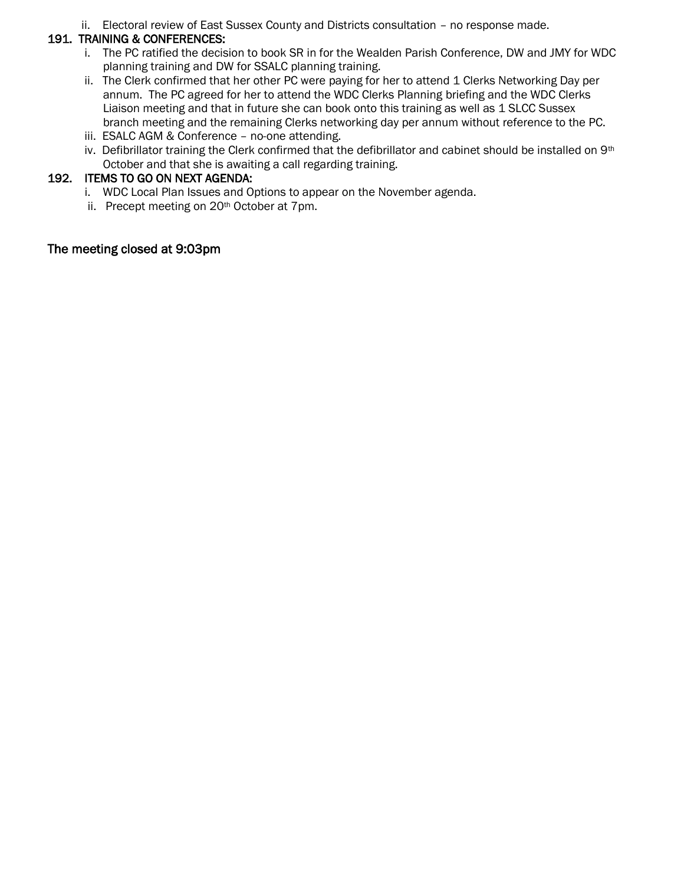ii. Electoral review of East Sussex County and Districts consultation – no response made.

## 191. TRAINING & CONFERENCES:

i. The PC ratified the decision to book SR in for the Wealden Parish Conference, DW and JMY for WDC planning training and DW for SSALC planning training.

ii. The Clerk confirmed that her other PC were paying for her to attend 1 Clerks Networking Day per annum. The PC agreed for her to attend the WDC Clerks Planning briefing and the WDC Clerks Liaison meeting and that in future she can book onto this training as well as 1 SLCC Sussex branch meeting and the remaining Clerks networking day per annum without reference to the PC.

iii. ESALC AGM & Conference – no-one attending.

iv. Defibrillator training the Clerk confirmed that the defibrillator and cabinet should be installed on 9th October and that she is awaiting a call regarding training.

## 192. ITEMS TO GO ON NEXT AGENDA:

i. WDC Local Plan Issues and Options to appear on the November agenda.

ii. Precept meeting on 20th October at 7pm.

The meeting closed at 9:03pm